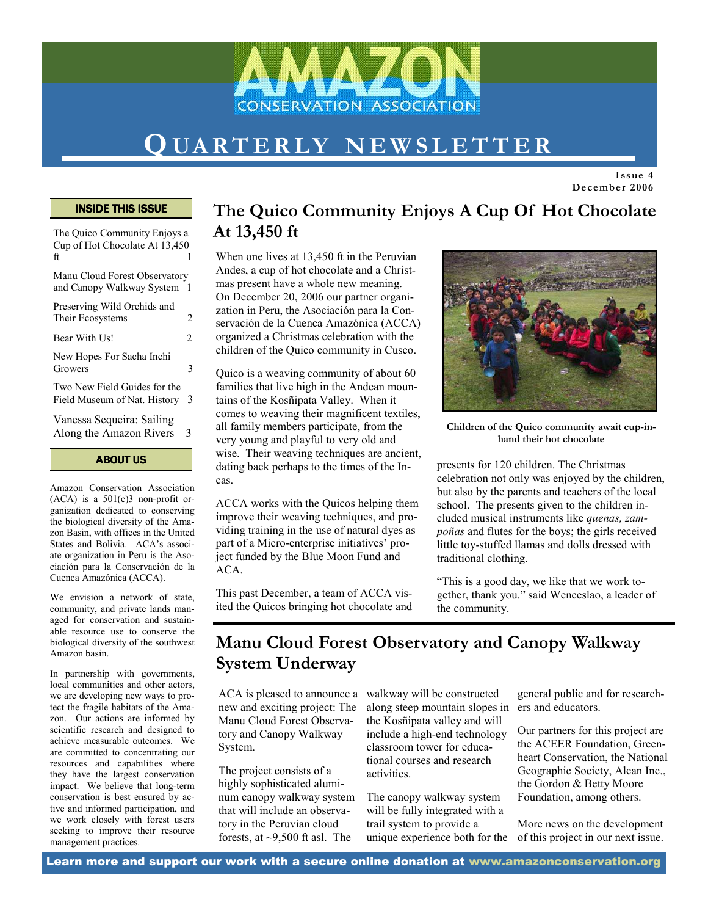# AMAZON CONSERVATION ASSOCIATION

# QUARTERLY NEWSLETTER

**Issue 4**
**December 2006**

## INSIDE THIS ISSUE

| | |
|---|---|
| The Quico Community Enjoys a Cup of Hot Chocolate At 13,450 ft | 1 |
| Manu Cloud Forest Observatory and Canopy Walkway System | 1 |
| Preserving Wild Orchids and Their Ecosystems | 2 |
| Bear With Us! | 2 |
| New Hopes For Sacha Inchi Growers | 3 |
| Two New Field Guides for the Field Museum of Nat. History | 3 |
| Vanessa Sequeira: Sailing Along the Amazon Rivers | 3 |

## ABOUT US

Amazon Conservation Association (ACA) is a 501(c)3 non-profit organization dedicated to conserving the biological diversity of the Amazon Basin, with offices in the United States and Bolivia. ACA's associate organization in Peru is the Asociación para la Conservación de la Cuenca Amazónica (ACCA).

We envision a network of state, community, and private lands managed for conservation and sustainable resource use to conserve the biological diversity of the southwest Amazon basin.

In partnership with governments, local communities and other actors, we are developing new ways to protect the fragile habitats of the Amazon. Our actions are informed by scientific research and designed to achieve measurable outcomes. We are committed to concentrating our resources and capabilities where they have the largest conservation impact. We believe that long-term conservation is best ensured by active and informed participation, and we work closely with forest users seeking to improve their resource management practices.

## The Quico Community Enjoys A Cup Of Hot Chocolate At 13,450 ft

When one lives at 13,450 ft in the Peruvian Andes, a cup of hot chocolate and a Christmas present have a whole new meaning. On December 20, 2006 our partner organization in Peru, the Asociación para la Conservación de la Cuenca Amazónica (ACCA) organized a Christmas celebration with the children of the Quico community in Cusco.

Quico is a weaving community of about 60 families that live high in the Andean mountains of the Kosñipata Valley. When it comes to weaving their magnificent textiles, all family members participate, from the very young and playful to very old and wise. Their weaving techniques are ancient, dating back perhaps to the times of the Incas.

ACCA works with the Quicos helping them improve their weaving techniques, and providing training in the use of natural dyes as part of a Micro-enterprise initiatives' project funded by the Blue Moon Fund and ACA.

This past December, a team of ACCA visited the Quicos bringing hot chocolate and presents for 120 children. The Christmas celebration not only was enjoyed by the children, but also by the parents and teachers of the local school. The presents given to the children included musical instruments like *quenas, zampoñas* and flutes for the boys; the girls received little toy-stuffed llamas and dolls dressed with traditional clothing.

**Children of the Quico community await cup-in-hand their hot chocolate**

"This is a good day, we like that we work together, thank you." said Wenceslao, a leader of the community.

## Manu Cloud Forest Observatory and Canopy Walkway System Underway

ACA is pleased to announce a new and exciting project: The Manu Cloud Forest Observatory and Canopy Walkway System.

The project consists of a highly sophisticated aluminum canopy walkway system that will include an observatory in the Peruvian cloud forests, at ~9,500 ft asl. The walkway will be constructed along steep mountain slopes in the Kosñipata valley and will include a high-end technology classroom tower for educational courses and research activities.

The canopy walkway system will be fully integrated with a trail system to provide a unique experience both for the general public and for researchers and educators.

Our partners for this project are the ACEER Foundation, Greenheart Conservation, the National Geographic Society, Alcan Inc., the Gordon & Betty Moore Foundation, among others.

More news on the development of this project in our next issue.

**Learn more and support our work with a secure online donation at www.amazonconservation.org**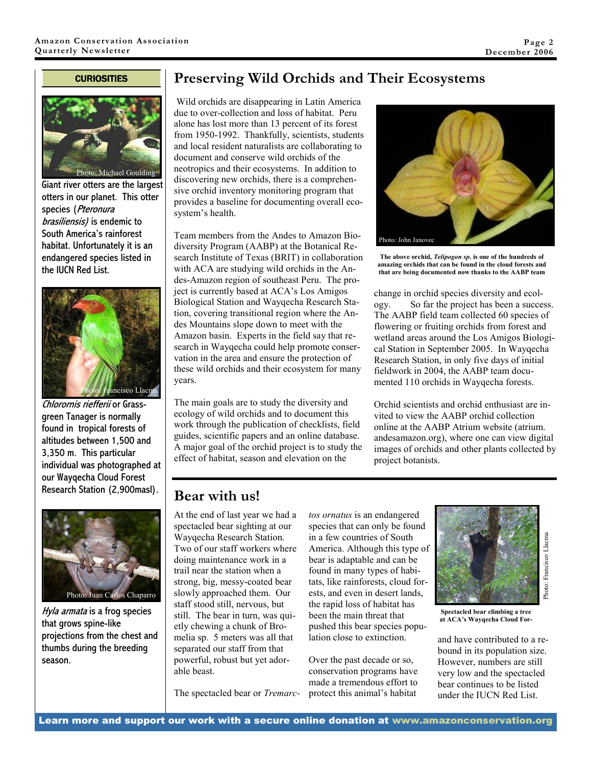## CURIOSITIES

Photo: Michael Goulding

Giant river otters are the largest otters in our planet. This otter species (*Pteronura brasiliensis)* is endemic to South America's rainforest habitat. Unfortunately it is an endangered species listed in the IUCN Red List.

Photo: Francisco Llacma

*Chlorornis riefferii* or Grass-green Tanager is normally found in tropical forests of altitudes between 1,500 and 3,350 m. This particular individual was photographed at our Wayqecha Cloud Forest Research Station (2,900masl).

Photo: Juan Carlos Chaparro

*Hyla armata* is a frog species that grows spine-like projections from the chest and thumbs during the breeding season.

# Preserving Wild Orchids and Their Ecosystems

Wild orchids are disappearing in Latin America due to over-collection and loss of habitat. Peru alone has lost more than 13 percent of its forest from 1950-1992. Thankfully, scientists, students and local resident naturalists are collaborating to document and conserve wild orchids of the neotropics and their ecosystems. In addition to discovering new orchids, there is a comprehensive orchid inventory monitoring program that provides a baseline for documenting overall ecosystem's health.

Team members from the Andes to Amazon Biodiversity Program (AABP) at the Botanical Research Institute of Texas (BRIT) in collaboration with ACA are studying wild orchids in the Andes-Amazon region of southeast Peru. The project is currently based at ACA's Los Amigos Biological Station and Wayqecha Research Station, covering transitional region where the Andes Mountains slope down to meet with the Amazon basin. Experts in the field say that research in Wayqecha could help promote conservation in the area and ensure the protection of these wild orchids and their ecosystem for many years.

The main goals are to study the diversity and ecology of wild orchids and to document this work through the publication of checklists, field guides, scientific papers and an online database. A major goal of the orchid project is to study the effect of habitat, season and elevation on the change in orchid species diversity and ecology. So far the project has been a success. The AABP field team collected 60 species of flowering or fruiting orchids from forest and wetland areas around the Los Amigos Biological Station in September 2005. In Wayqecha Research Station, in only five days of initial fieldwork in 2004, the AABP team documented 110 orchids in Wayqecha forests.

Photo: John Janovec

**The above orchid, *Telipogon sp.* is one of the hundreds of amazing orchids that can be found in the cloud forests and that are being documented now thanks to the AABP team**

Orchid scientists and orchid enthusiast are invited to view the AABP orchid collection online at the AABP Atrium website (atrium.andesamazon.org), where one can view digital images of orchids and other plants collected by project botanists.

# Bear with us!

At the end of last year we had a spectacled bear sighting at our Wayqecha Research Station. Two of our staff workers where doing maintenance work in a trail near the station when a strong, big, messy-coated bear slowly approached them. Our staff stood still, nervous, but still. The bear in turn, was quietly chewing a chunk of Bromelia sp. 5 meters was all that separated our staff from that powerful, robust but yet adorable beast.

The spectacled bear or *Tremarctos ornatus* is an endangered species that can only be found in a few countries of South America. Although this type of bear is adaptable and can be found in many types of habitats, like rainforests, cloud forests, and even in desert lands, the rapid loss of habitat has been the main threat that pushed this bear species population close to extinction.

Over the past decade or so, conservation programs have made a tremendous effort to protect this animal's habitat and have contributed to a rebound in its population size. However, numbers are still very low and the spectacled bear continues to be listed under the IUCN Red List.

Photo: Francisco Llacma

**Spectacled bear climbing a tree at ACA's Wayqecha Cloud For-**

**Learn more and support our work with a secure online donation at www.amazonconservation.org**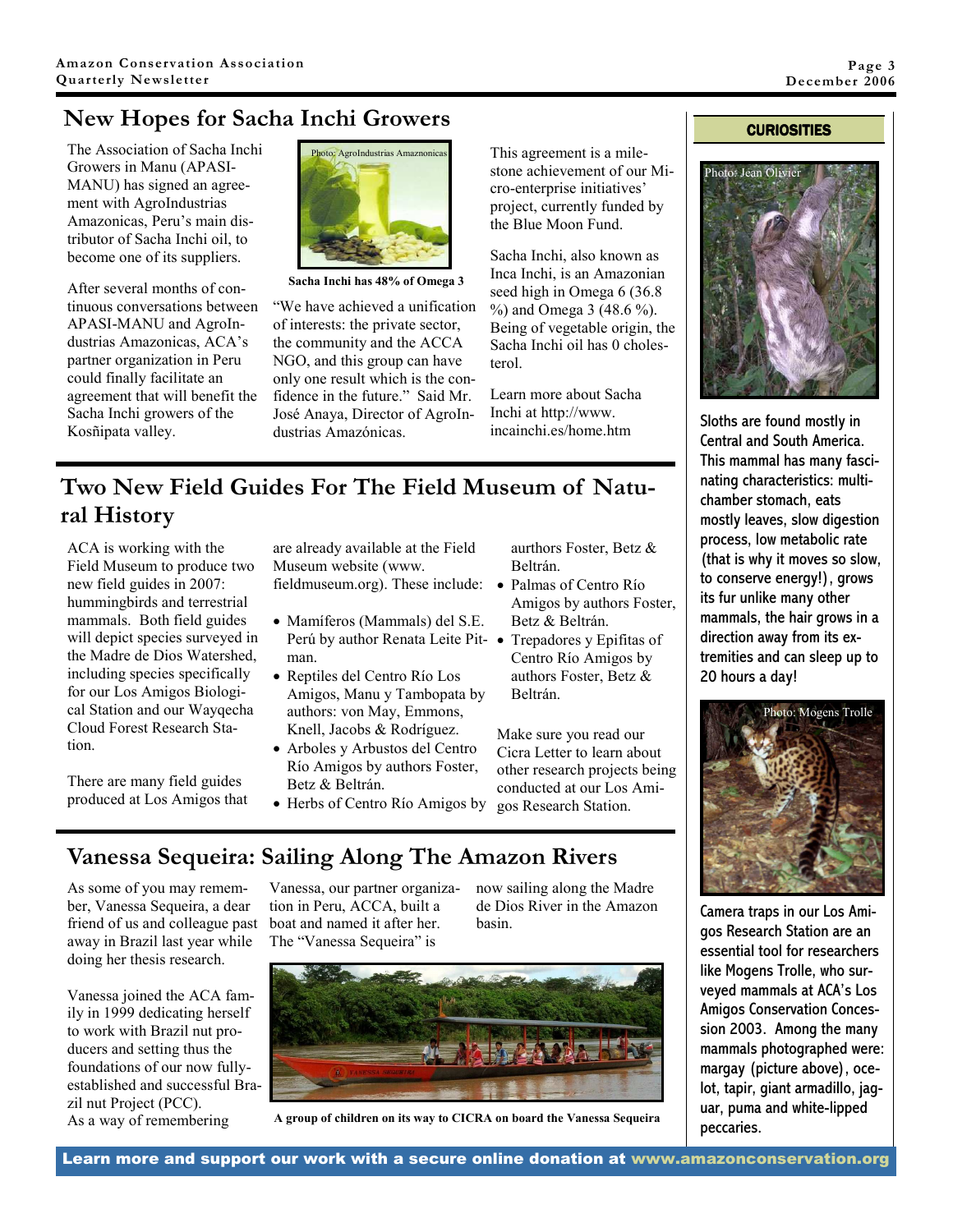## New Hopes for Sacha Inchi Growers

The Association of Sacha Inchi Growers in Manu (APASI-MANU) has signed an agreement with AgroIndustrias Amazonicas, Peru's main distributor of Sacha Inchi oil, to become one of its suppliers.

After several months of continuous conversations between APASI-MANU and AgroIndustrias Amazonicas, ACA's partner organization in Peru could finally facilitate an agreement that will benefit the Sacha Inchi growers of the Kosñipata valley.

Photo: AgroIndustrias Amaznonicas

**Sacha Inchi has 48% of Omega 3**

"We have achieved a unification of interests: the private sector, the community and the ACCA NGO, and this group can have only one result which is the confidence in the future." Said Mr. José Anaya, Director of AgroIndustrias Amazónicas.

This agreement is a milestone achievement of our Micro-enterprise initiatives' project, currently funded by the Blue Moon Fund.

Sacha Inchi, also known as Inca Inchi, is an Amazonian seed high in Omega 6 (36.8 %) and Omega 3 (48.6 %). Being of vegetable origin, the Sacha Inchi oil has 0 cholesterol.

Learn more about Sacha Inchi at http://www.incainchi.es/home.htm

## Two New Field Guides For The Field Museum of Natural History

ACA is working with the Field Museum to produce two new field guides in 2007: hummingbirds and terrestrial mammals. Both field guides will depict species surveyed in the Madre de Dios Watershed, including species specifically for our Los Amigos Biological Station and our Wayqecha Cloud Forest Research Station.

There are many field guides produced at Los Amigos that are already available at the Field Museum website (www.fieldmuseum.org). These include:

- Mamíferos (Mammals) del S.E. Perú by author Renata Leite Pitman.
- Reptiles del Centro Río Los Amigos, Manu y Tambopata by authors: von May, Emmons, Knell, Jacobs & Rodríguez.
- Arboles y Arbustos del Centro Río Amigos by authors Foster, Betz & Beltrán.
- Herbs of Centro Río Amigos by aurthors Foster, Betz & Beltrán.
- Palmas of Centro Río Amigos by authors Foster, Betz & Beltrán.
- Trepadores y Epifitas of Centro Río Amigos by authors Foster, Betz & Beltrán.

Make sure you read our Cicra Letter to learn about other research projects being conducted at our Los Amigos Research Station.

## Vanessa Sequeira: Sailing Along The Amazon Rivers

As some of you may remember, Vanessa Sequeira, a dear friend of us and colleague past away in Brazil last year while doing her thesis research.

Vanessa joined the ACA family in 1999 dedicating herself to work with Brazil nut producers and setting thus the foundations of our now fully-established and successful Brazil nut Project (PCC).
As a way of remembering Vanessa, our partner organization in Peru, ACCA, built a boat and named it after her. The "Vanessa Sequeira" is now sailing along the Madre de Dios River in the Amazon basin.

**A group of children on its way to CICRA on board the Vanessa Sequeira**

### CURIOSITIES

Photo: Jean Olivier

Sloths are found mostly in Central and South America. This mammal has many fascinating characteristics: multi-chamber stomach, eats mostly leaves, slow digestion process, low metabolic rate (that is why it moves so slow, to conserve energy!), grows its fur unlike many other mammals, the hair grows in a direction away from its extremities and can sleep up to 20 hours a day!

Photo: Mogens Trolle

Camera traps in our Los Amigos Research Station are an essential tool for researchers like Mogens Trolle, who surveyed mammals at ACA's Los Amigos Conservation Concession 2003. Among the many mammals photographed were: margay (picture above), ocelot, tapir, giant armadillo, jaguar, puma and white-lipped peccaries.

**Learn more and support our work with a secure online donation at www.amazonconservation.org**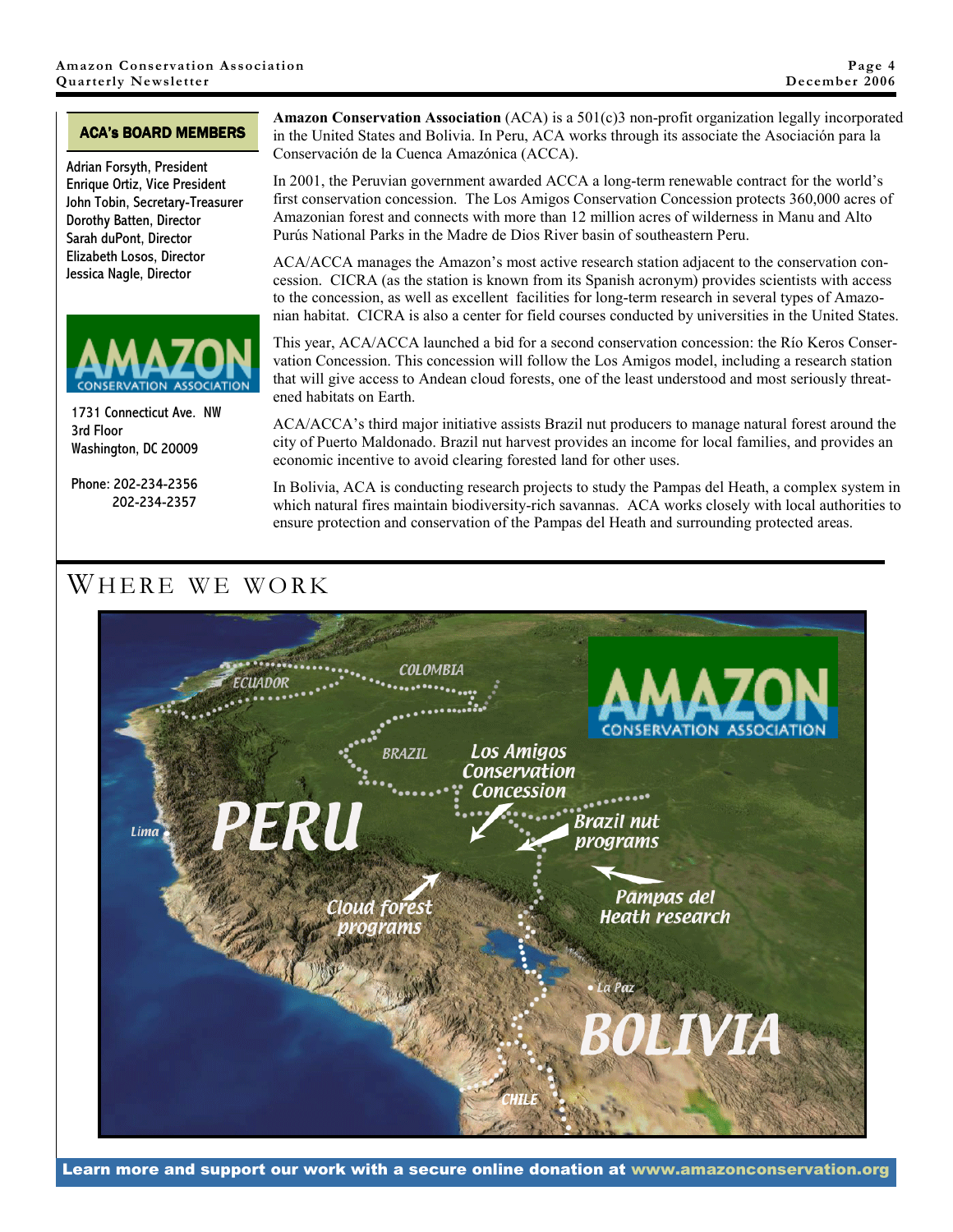## ACA's BOARD MEMBERS

Adrian Forsyth, President
Enrique Ortiz, Vice President
John Tobin, Secretary-Treasurer
Dorothy Batten, Director
Sarah duPont, Director
Elizabeth Losos, Director
Jessica Nagle, Director

AMAZON CONSERVATION ASSOCIATION

1731 Connecticut Ave. NW
3rd Floor
Washington, DC 20009

Phone: 202-234-2356
202-234-2357

**Amazon Conservation Association** (ACA) is a 501(c)3 non-profit organization legally incorporated in the United States and Bolivia. In Peru, ACA works through its associate the Asociación para la Conservación de la Cuenca Amazónica (ACCA).

In 2001, the Peruvian government awarded ACCA a long-term renewable contract for the world's first conservation concession. The Los Amigos Conservation Concession protects 360,000 acres of Amazonian forest and connects with more than 12 million acres of wilderness in Manu and Alto Purús National Parks in the Madre de Dios River basin of southeastern Peru.

ACA/ACCA manages the Amazon's most active research station adjacent to the conservation concession. CICRA (as the station is known from its Spanish acronym) provides scientists with access to the concession, as well as excellent facilities for long-term research in several types of Amazonian habitat. CICRA is also a center for field courses conducted by universities in the United States.

This year, ACA/ACCA launched a bid for a second conservation concession: the Río Keros Conservation Concession. This concession will follow the Los Amigos model, including a research station that will give access to Andean cloud forests, one of the least understood and most seriously threatened habitats on Earth.

ACA/ACCA's third major initiative assists Brazil nut producers to manage natural forest around the city of Puerto Maldonado. Brazil nut harvest provides an income for local families, and provides an economic incentive to avoid clearing forested land for other uses.

In Bolivia, ACA is conducting research projects to study the Pampas del Heath, a complex system in which natural fires maintain biodiversity-rich savannas. ACA works closely with local authorities to ensure protection and conservation of the Pampas del Heath and surrounding protected areas.

## WHERE WE WORK

ECUADOR
COLOMBIA
BRAZIL
AMAZON CONSERVATION ASSOCIATION
Los Amigos Conservation Concession
Lima
PERU
Brazil nut programs
Cloud forest programs
Pampas del Heath research
La Paz
BOLIVIA
CHILE

**Learn more and support our work with a secure online donation at www.amazonconservation.org**